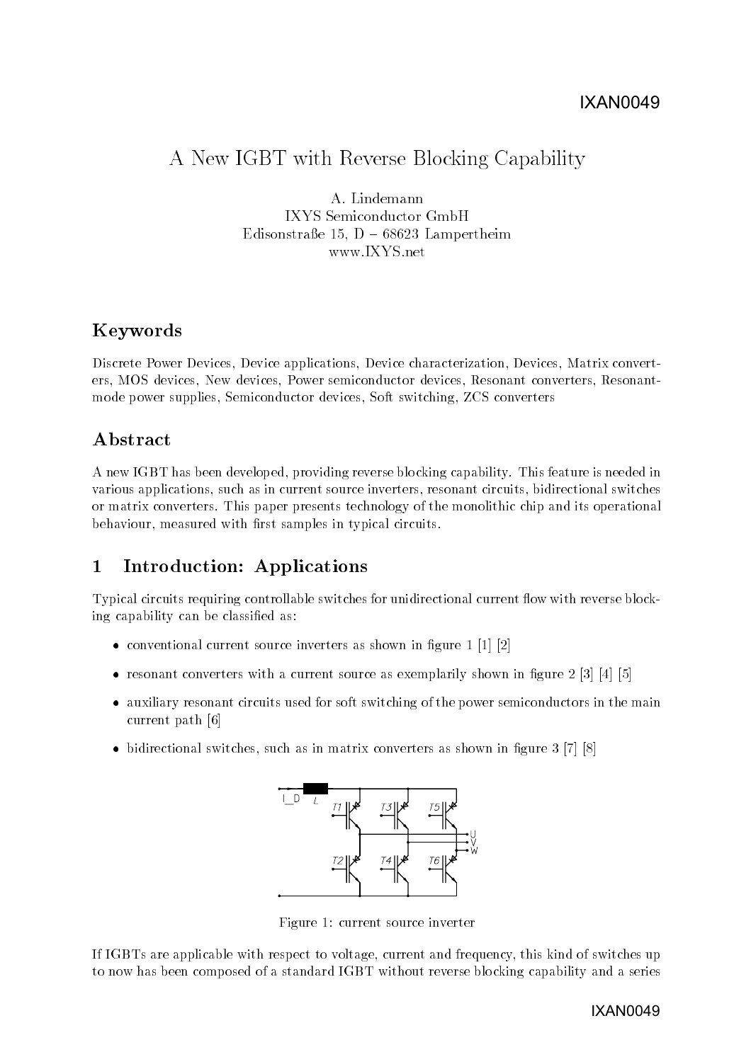# A New IGBT with Reverse Blocking Capability

A. Lindemann
IXYS Semiconductor GmbH
Edisonstraße 15, D – 68623 Lampertheim
www.IXYS.net

## Keywords

Discrete Power Devices, Device applications, Device characterization, Devices, Matrix converters, MOS devices, New devices, Power semiconductor devices, Resonant converters, Resonant-mode power supplies, Semiconductor devices, Soft switching, ZCS converters

## Abstract

A new IGBT has been developed, providing reverse blocking capability. This feature is needed in various applications, such as in current source inverters, resonant circuits, bidirectional switches or matrix converters. This paper presents technology of the monolithic chip and its operational behaviour, measured with first samples in typical circuits.

## 1 Introduction: Applications

Typical circuits requiring controllable switches for unidirectional current flow with reverse blocking capability can be classified as:

- conventional current source inverters as shown in figure 1 [1] [2]
- resonant converters with a current source as exemplarily shown in figure 2 [3] [4] [5]
- auxiliary resonant circuits used for soft switching of the power semiconductors in the main current path [6]
- bidirectional switches, such as in matrix converters as shown in figure 3 [7] [8]

Figure 1: current source inverter

If IGBTs are applicable with respect to voltage, current and frequency, this kind of switches up to now has been composed of a standard IGBT without reverse blocking capability and a series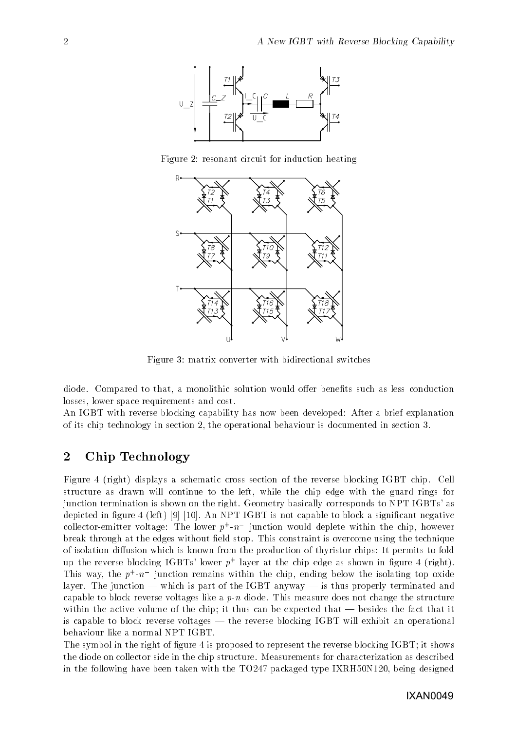Figure 2: resonant circuit for induction heating

Figure 3: matrix converter with bidirectional switches

diode. Compared to that, a monolithic solution would offer benefits such as less conduction losses, lower space requirements and cost.

An IGBT with reverse blocking capability has now been developed: After a brief explanation of its chip technology in section 2, the operational behaviour is documented in section 3.

## 2 Chip Technology

Figure 4 (right) displays a schematic cross section of the reverse blocking IGBT chip. Cell structure as drawn will continue to the left, while the chip edge with the guard rings for junction termination is shown on the right. Geometry basically corresponds to NPT IGBTs' as depicted in figure 4 (left) [9] [10]. An NPT IGBT is not capable to block a significant negative collector-emitter voltage: The lower $p^+$-$n^-$ junction would deplete within the chip, however break through at the edges without field stop. This constraint is overcome using the technique of isolation diffusion which is known from the production of thyristor chips: It permits to fold up the reverse blocking IGBTs' lower $p^+$ layer at the chip edge as shown in figure 4 (right). This way, the $p^+$-$n^-$ junction remains within the chip, ending below the isolating top oxide layer. The junction — which is part of the IGBT anyway — is thus properly terminated and capable to block reverse voltages like a $p$-$n$ diode. This measure does not change the structure within the active volume of the chip; it thus can be expected that — besides the fact that it is capable to block reverse voltages — the reverse blocking IGBT will exhibit an operational behaviour like a normal NPT IGBT.

The symbol in the right of figure 4 is proposed to represent the reverse blocking IGBT; it shows the diode on collector side in the chip structure. Measurements for characterization as described in the following have been taken with the TO247 packaged type IXRH50N120, being designed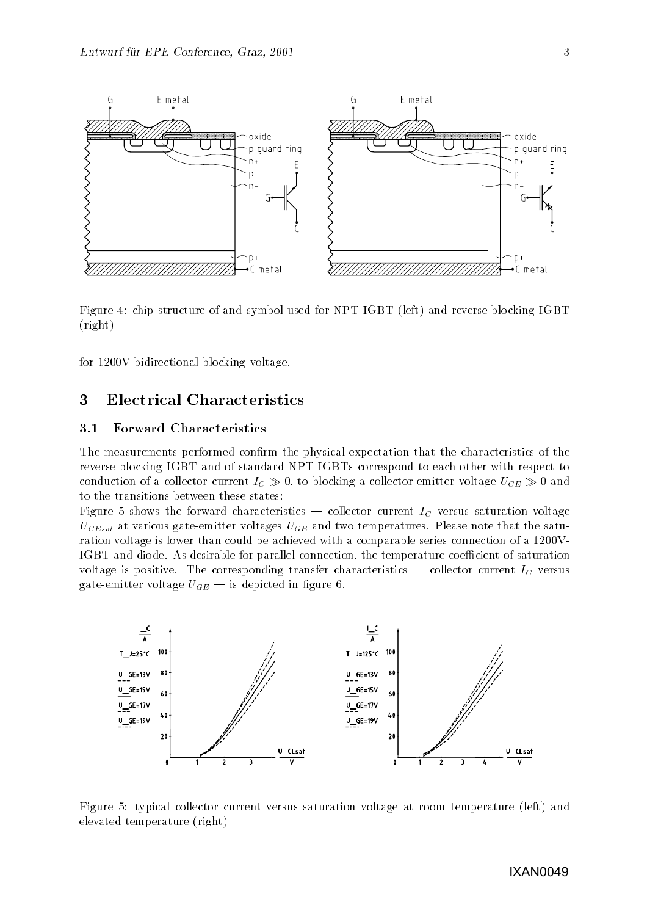Figure 4: chip structure of and symbol used for NPT IGBT (left) and reverse blocking IGBT (right)

for 1200V bidirectional blocking voltage.

## 3 Electrical Characteristics

### 3.1 Forward Characteristics

The measurements performed confirm the physical expectation that the characteristics of the reverse blocking IGBT and of standard NPT IGBTs correspond to each other with respect to conduction of a collector current $I_C \gg 0$, to blocking a collector-emitter voltage $U_{CE} \gg 0$ and to the transitions between these states:

Figure 5 shows the forward characteristics — collector current $I_C$ versus saturation voltage $U_{CEsat}$ at various gate-emitter voltages $U_{GE}$ and two temperatures. Please note that the saturation voltage is lower than could be achieved with a comparable series connection of a 1200V-IGBT and diode. As desirable for parallel connection, the temperature coefficient of saturation voltage is positive. The corresponding transfer characteristics — collector current $I_C$ versus gate-emitter voltage $U_{GE}$ — is depicted in figure 6.

Figure 5: typical collector current versus saturation voltage at room temperature (left) and elevated temperature (right)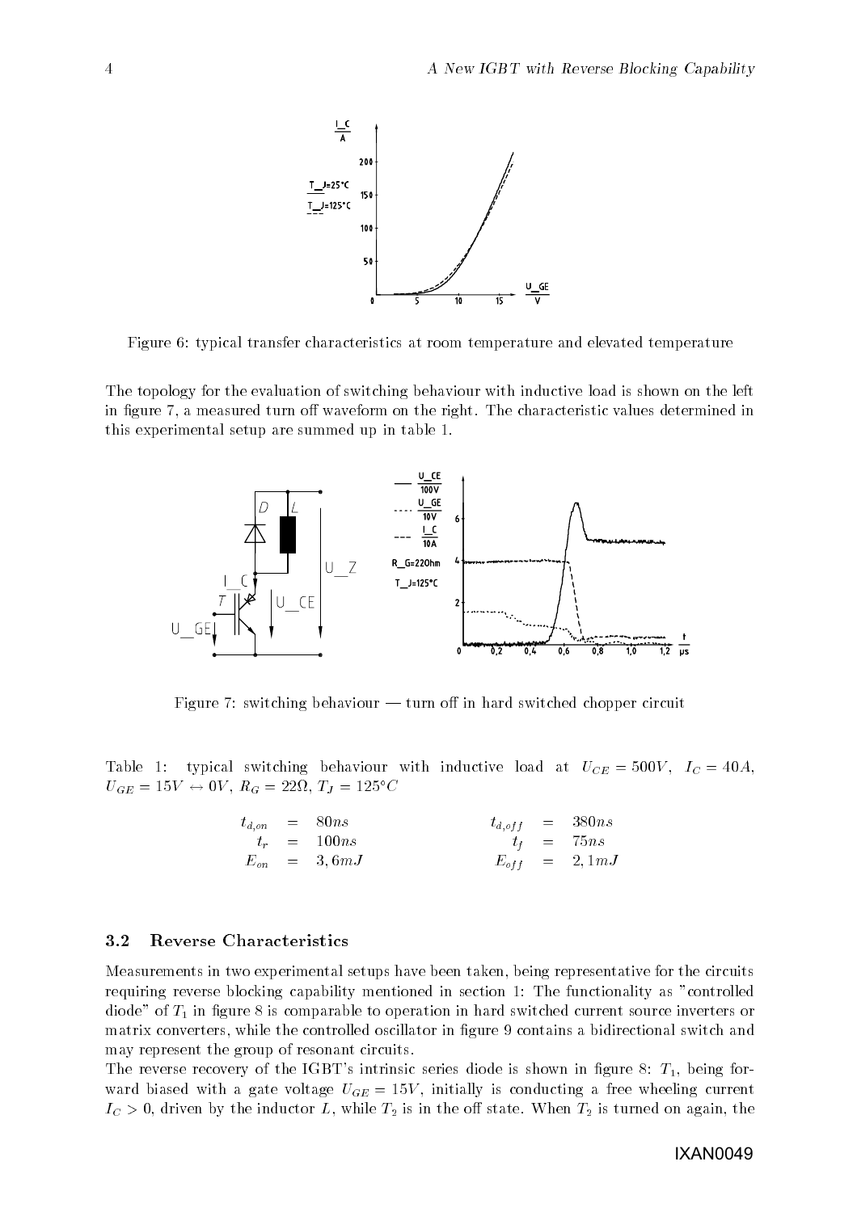Figure 6: typical transfer characteristics at room temperature and elevated temperature

The topology for the evaluation of switching behaviour with inductive load is shown on the left in figure 7, a measured turn off waveform on the right. The characteristic values determined in this experimental setup are summed up in table 1.

Figure 7: switching behaviour — turn off in hard switched chopper circuit

Table 1: typical switching behaviour with inductive load at $U_{CE} = 500V$, $I_C = 40A$, $U_{GE} = 15V \leftrightarrow 0V$, $R_G = 22\Omega$, $T_J = 125°C$

| | | | |
|---|---|---|---|
| $t_{d,on}$ | $= 80ns$ | $t_{d,off}$ | $= 380ns$ |
| $t_r$ | $= 100ns$ | $t_f$ | $= 75ns$ |
| $E_{on}$ | $= 3,6mJ$ | $E_{off}$ | $= 2,1mJ$ |

### 3.2 Reverse Characteristics

Measurements in two experimental setups have been taken, being representative for the circuits requiring reverse blocking capability mentioned in section 1: The functionality as "controlled diode" of $T_1$ in figure 8 is comparable to operation in hard switched current source inverters or matrix converters, while the controlled oscillator in figure 9 contains a bidirectional switch and may represent the group of resonant circuits.

The reverse recovery of the IGBT's intrinsic series diode is shown in figure 8: $T_1$, being forward biased with a gate voltage $U_{GE} = 15V$, initially is conducting a free wheeling current $I_C > 0$, driven by the inductor $L$, while $T_2$ is in the off state. When $T_2$ is turned on again, the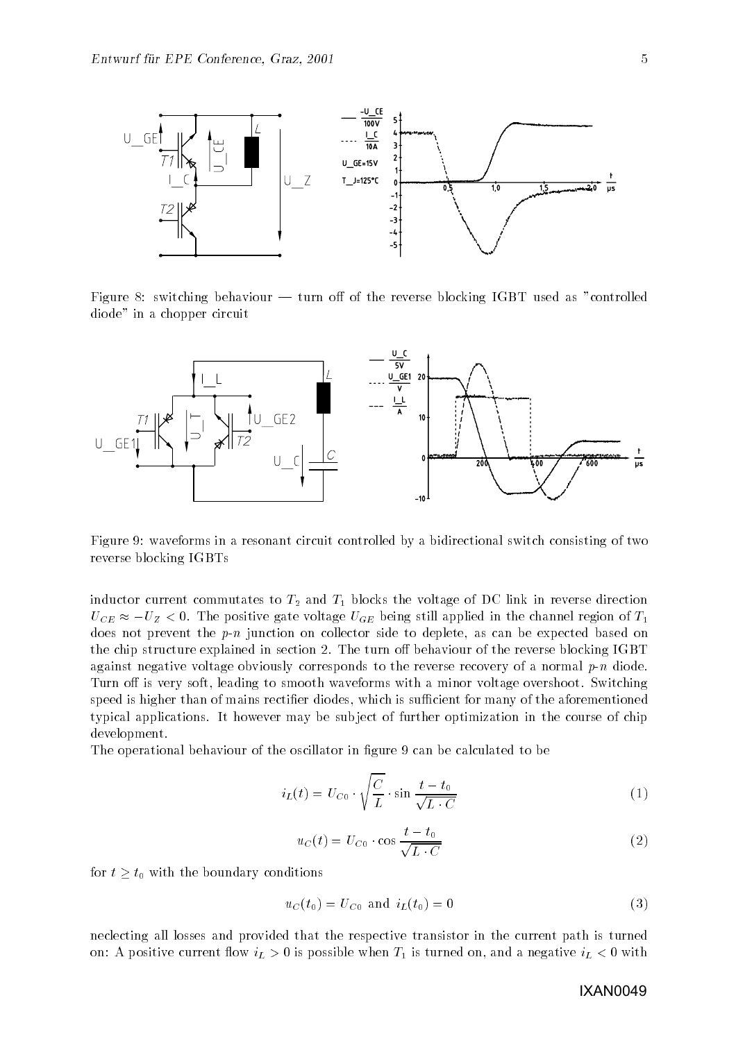Figure 8: switching behaviour — turn off of the reverse blocking IGBT used as "controlled diode" in a chopper circuit

Figure 9: waveforms in a resonant circuit controlled by a bidirectional switch consisting of two reverse blocking IGBTs

inductor current commutates to $T_2$ and $T_1$ blocks the voltage of DC link in reverse direction $U_{CE} \approx -U_Z < 0$. The positive gate voltage $U_{GE}$ being still applied in the channel region of $T_1$ does not prevent the *p*-*n* junction on collector side to deplete, as can be expected based on the chip structure explained in section 2. The turn off behaviour of the reverse blocking IGBT against negative voltage obviously corresponds to the reverse recovery of a normal *p*-*n* diode. Turn off is very soft, leading to smooth waveforms with a minor voltage overshoot. Switching speed is higher than of mains rectifier diodes, which is sufficient for many of the aforementioned typical applications. It however may be subject of further optimization in the course of chip development.

The operational behaviour of the oscillator in figure 9 can be calculated to be

$$i_L(t) = U_{C0} \cdot \sqrt{\frac{C}{L}} \cdot \sin \frac{t - t_0}{\sqrt{L \cdot C}} \tag{1}$$

$$u_C(t) = U_{C0} \cdot \cos \frac{t - t_0}{\sqrt{L \cdot C}} \tag{2}$$

for $t \geq t_0$ with the boundary conditions

$$u_C(t_0) = U_{C0} \text{ and } i_L(t_0) = 0 \tag{3}$$

neclecting all losses and provided that the respective transistor in the current path is turned on: A positive current flow $i_L > 0$ is possible when $T_1$ is turned on, and a negative $i_L < 0$ with

IXAN0049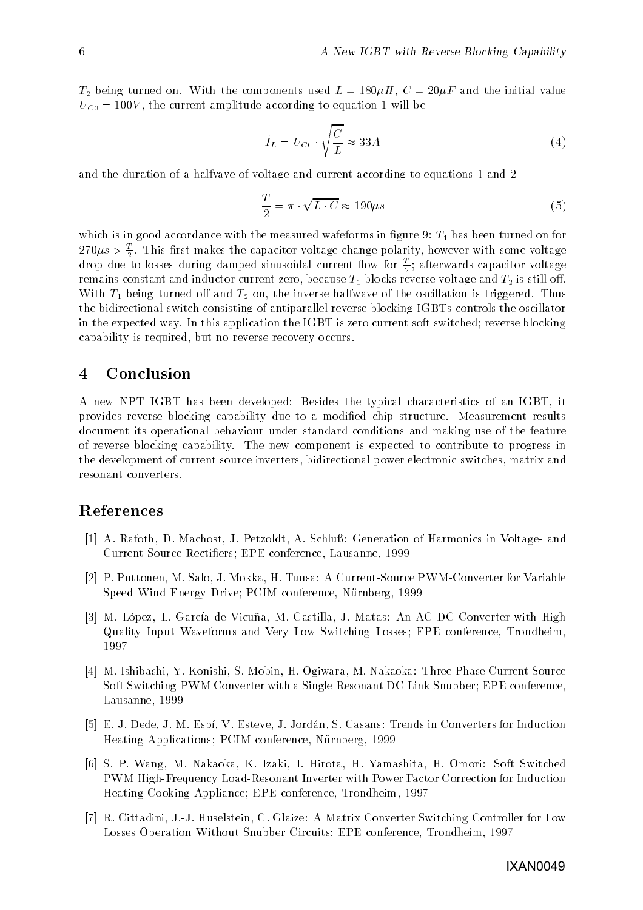$T_2$ being turned on. With the components used $L = 180\mu H$, $C = 20\mu F$ and the initial value $U_{C0} = 100V$, the current amplitude according to equation 1 will be

$$\hat{I}_L = U_{C0} \cdot \sqrt{\frac{C}{L}} \approx 33A \tag{4}$$

and the duration of a halfvave of voltage and current according to equations 1 and 2

$$\frac{T}{2} = \pi \cdot \sqrt{L \cdot C} \approx 190\mu s \tag{5}$$

which is in good accordance with the measured wafeforms in figure 9: $T_1$ has been turned on for $270\mu s > \frac{T}{2}$. This first makes the capacitor voltage change polarity, however with some voltage drop due to losses during damped sinusoidal current flow for $\frac{T}{2}$; afterwards capacitor voltage remains constant and inductor current zero, because $T_1$ blocks reverse voltage and $T_2$ is still off. With $T_1$ being turned off and $T_2$ on, the inverse halfwave of the oscillation is triggered. Thus the bidirectional switch consisting of antiparallel reverse blocking IGBTs controls the oscillator in the expected way. In this application the IGBT is zero current soft switched; reverse blocking capability is required, but no reverse recovery occurs.

## 4 Conclusion

A new NPT IGBT has been developed: Besides the typical characteristics of an IGBT, it provides reverse blocking capability due to a modified chip structure. Measurement results document its operational behaviour under standard conditions and making use of the feature of reverse blocking capability. The new component is expected to contribute to progress in the development of current source inverters, bidirectional power electronic switches, matrix and resonant converters.

## References

[1] A. Rafoth, D. Machost, J. Petzoldt, A. Schluß: Generation of Harmonics in Voltage- and Current-Source Rectifiers; EPE conference, Lausanne, 1999

[2] P. Puttonen, M. Salo, J. Mokka, H. Tuusa: A Current-Source PWM-Converter for Variable Speed Wind Energy Drive; PCIM conference, Nürnberg, 1999

[3] M. López, L. García de Vicuña, M. Castilla, J. Matas: An AC-DC Converter with High Quality Input Waveforms and Very Low Switching Losses; EPE conference, Trondheim, 1997

[4] M. Ishibashi, Y. Konishi, S. Mobin, H. Ogiwara, M. Nakaoka: Three Phase Current Source Soft Switching PWM Converter with a Single Resonant DC Link Snubber; EPE conference, Lausanne, 1999

[5] E. J. Dede, J. M. Espí, V. Esteve, J. Jordán, S. Casans: Trends in Converters for Induction Heating Applications; PCIM conference, Nürnberg, 1999

[6] S. P. Wang, M. Nakaoka, K. Izaki, I. Hirota, H. Yamashita, H. Omori: Soft Switched PWM High-Frequency Load-Resonant Inverter with Power Factor Correction for Induction Heating Cooking Appliance; EPE conference, Trondheim, 1997

[7] R. Cittadini, J.-J. Huselstein, C. Glaize: A Matrix Converter Switching Controller for Low Losses Operation Without Snubber Circuits; EPE conference, Trondheim, 1997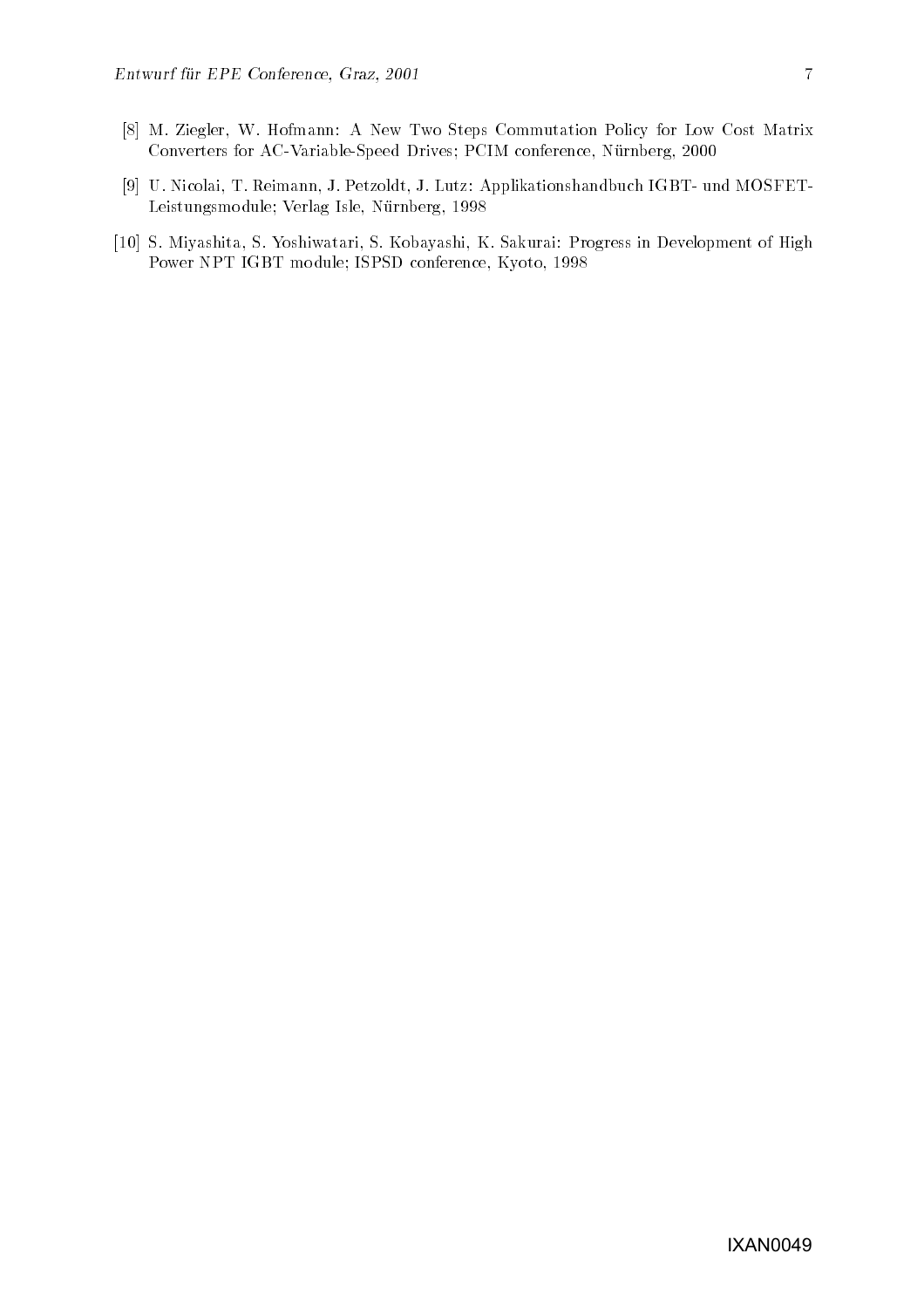[8] M. Ziegler, W. Hofmann: A New Two Steps Commutation Policy for Low Cost Matrix Converters for AC-Variable-Speed Drives; PCIM conference, Nürnberg, 2000

[9] U. Nicolai, T. Reimann, J. Petzoldt, J. Lutz: Applikationshandbuch IGBT- und MOSFET-Leistungsmodule; Verlag Isle, Nürnberg, 1998

[10] S. Miyashita, S. Yoshiwatari, S. Kobayashi, K. Sakurai: Progress in Development of High Power NPT IGBT module; ISPSD conference, Kyoto, 1998

IXAN0049